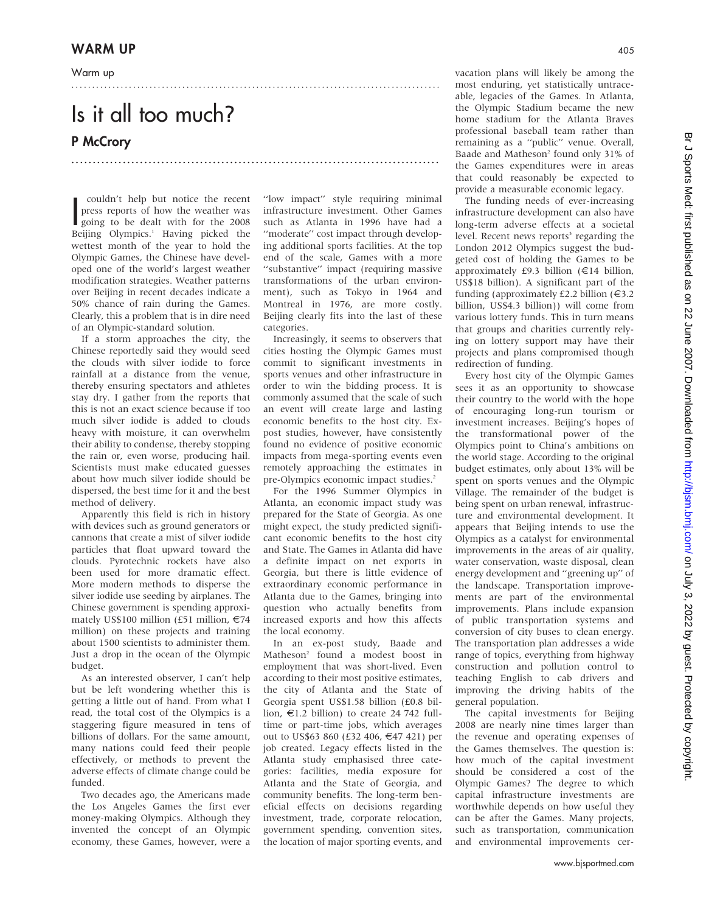Warm up

# Is it all too much?

## P McCrory

I couldn't help but notice the recent press reports of how the weather was going to be dealt with for the 2008 Beijing Olympics.[1] Having picked the wettest month of the year to hold the Olympic Games, the Chinese have developed one of the world's largest weather modification strategies. Weather patterns over Beijing in recent decades indicate a 50% chance of rain during the Games. Clearly, this a problem that is in dire need of an Olympic-standard solution.

If a storm approaches the city, the Chinese reportedly said they would seed the clouds with silver iodide to force rainfall at a distance from the venue, thereby ensuring spectators and athletes stay dry. I gather from the reports that this is not an exact science because if too much silver iodide is added to clouds heavy with moisture, it can overwhelm their ability to condense, thereby stopping the rain or, even worse, producing hail. Scientists must make educated guesses about how much silver iodide should be dispersed, the best time for it and the best method of delivery.

Apparently this field is rich in history with devices such as ground generators or cannons that create a mist of silver iodide particles that float upward toward the clouds. Pyrotechnic rockets have also been used for more dramatic effect. More modern methods to disperse the silver iodide use seeding by airplanes. The Chinese government is spending approximately US$100 million (£51 million, €74 million) on these projects and training about 1500 scientists to administer them. Just a drop in the ocean of the Olympic budget.

As an interested observer, I can't help but be left wondering whether this is getting a little out of hand. From what I read, the total cost of the Olympics is a staggering figure measured in tens of billions of dollars. For the same amount, many nations could feed their people effectively, or methods to prevent the adverse effects of climate change could be funded.

Two decades ago, the Americans made the Los Angeles Games the first ever money-making Olympics. Although they invented the concept of an Olympic economy, these Games, however, were a ''low impact'' style requiring minimal infrastructure investment. Other Games such as Atlanta in 1996 have had a ''moderate'' cost impact through developing additional sports facilities. At the top end of the scale, Games with a more ''substantive'' impact (requiring massive transformations of the urban environment), such as Tokyo in 1964 and Montreal in 1976, are more costly. Beijing clearly fits into the last of these categories.

Increasingly, it seems to observers that cities hosting the Olympic Games must commit to significant investments in sports venues and other infrastructure in order to win the bidding process. It is commonly assumed that the scale of such an event will create large and lasting economic benefits to the host city. Expost studies, however, have consistently found no evidence of positive economic impacts from mega-sporting events even remotely approaching the estimates in pre-Olympics economic impact studies.[2]

For the 1996 Summer Olympics in Atlanta, an economic impact study was prepared for the State of Georgia. As one might expect, the study predicted significant economic benefits to the host city and State. The Games in Atlanta did have a definite impact on net exports in Georgia, but there is little evidence of extraordinary economic performance in Atlanta due to the Games, bringing into question who actually benefits from increased exports and how this affects the local economy.

In an ex-post study, Baade and Matheson[2] found a modest boost in employment that was short-lived. Even according to their most positive estimates, the city of Atlanta and the State of Georgia spent US$1.58 billion (£0.8 billion, €1.2 billion) to create 24 742 full-time or part-time jobs, which averages out to US$63 860 (£32 406, €47 421) per job created. Legacy effects listed in the Atlanta study emphasised three categories: facilities, media exposure for Atlanta and the State of Georgia, and community benefits. The long-term beneficial effects on decisions regarding investment, trade, corporate relocation, government spending, convention sites, the location of major sporting events, and vacation plans will likely be among the most enduring, yet statistically untraceable, legacies of the Games. In Atlanta, the Olympic Stadium became the new home stadium for the Atlanta Braves professional baseball team rather than remaining as a ''public'' venue. Overall, Baade and Matheson[2] found only 31% of the Games expenditures were in areas that could reasonably be expected to provide a measurable economic legacy.

The funding needs of ever-increasing infrastructure development can also have long-term adverse effects at a societal level. Recent news reports[3] regarding the London 2012 Olympics suggest the budgeted cost of holding the Games to be approximately £9.3 billion (€14 billion, US$18 billion). A significant part of the funding (approximately £2.2 billion (€3.2 billion, US$4.3 billion)) will come from various lottery funds. This in turn means that groups and charities currently relying on lottery support may have their projects and plans compromised though redirection of funding.

Every host city of the Olympic Games sees it as an opportunity to showcase their country to the world with the hope of encouraging long-run tourism or investment increases. Beijing's hopes of the transformational power of the Olympics point to China's ambitions on the world stage. According to the original budget estimates, only about 13% will be spent on sports venues and the Olympic Village. The remainder of the budget is being spent on urban renewal, infrastructure and environmental development. It appears that Beijing intends to use the Olympics as a catalyst for environmental improvements in the areas of air quality, water conservation, waste disposal, clean energy development and ''greening up'' of the landscape. Transportation improvements are part of the environmental improvements. Plans include expansion of public transportation systems and conversion of city buses to clean energy. The transportation plan addresses a wide range of topics, everything from highway construction and pollution control to teaching English to cab drivers and improving the driving habits of the general population.

The capital investments for Beijing 2008 are nearly nine times larger than the revenue and operating expenses of the Games themselves. The question is: how much of the capital investment should be considered a cost of the Olympic Games? The degree to which capital infrastructure investments are worthwhile depends on how useful they can be after the Games. Many projects, such as transportation, communication and environmental improvements cer-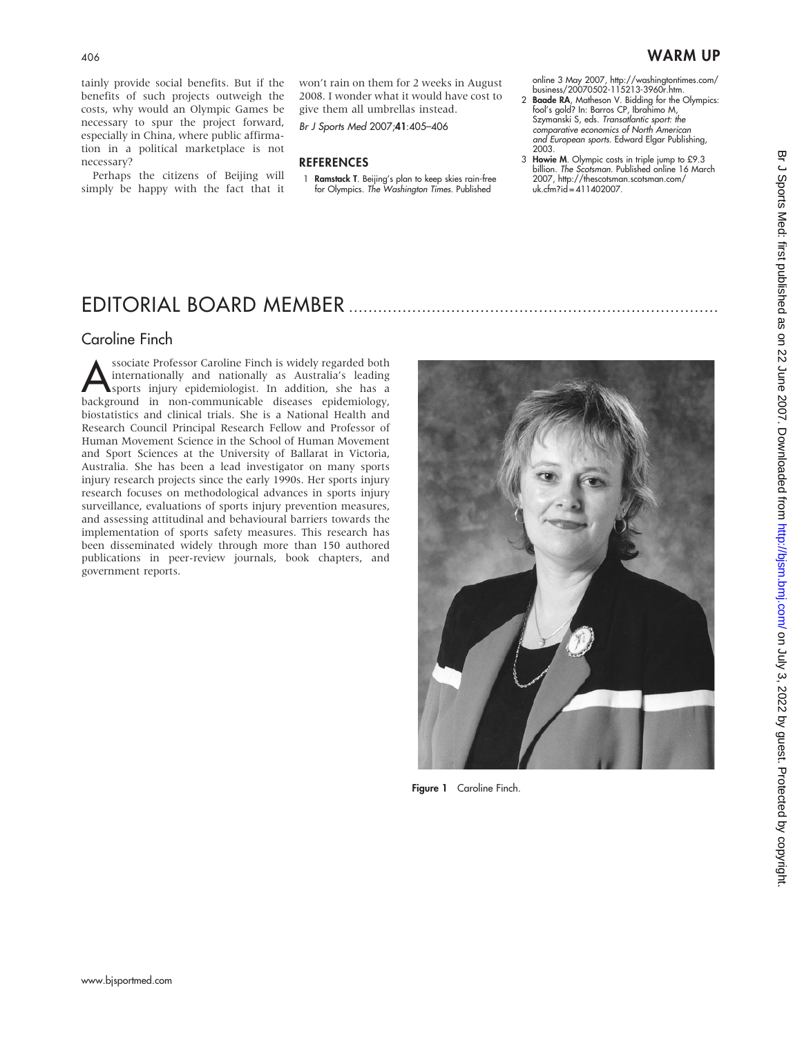tainly provide social benefits. But if the benefits of such projects outweigh the costs, why would an Olympic Games be necessary to spur the project forward, especially in China, where public affirmation in a political marketplace is not necessary?

Perhaps the citizens of Beijing will simply be happy with the fact that it won't rain on them for 2 weeks in August 2008. I wonder what it would have cost to give them all umbrellas instead.

*Br J Sports Med* 2007;**41**:405–406

### REFERENCES

1. **Ramstack T**. Beijing's plan to keep skies rain-free for Olympics. *The Washington Times*. Published online 3 May 2007, http://washingtontimes.com/business/20070502-115213-3960r.htm.
2. **Baade RA**, Matheson V. Bidding for the Olympics: fool's gold? In: Barros CP, Ibrahimo M, Szymanski S, eds. *Transatlantic sport: the comparative economics of North American and European sports*. Edward Elgar Publishing, 2003.
3. **Howie M**. Olympic costs in triple jump to £9.3 billion. *The Scotsman*. Published online 16 March 2007, http://thescotsman.scotsman.com/uk.cfm?id=411402007.

# EDITORIAL BOARD MEMBER

## Caroline Finch

Associate Professor Caroline Finch is widely regarded both internationally and nationally as Australia's leading sports injury epidemiologist. In addition, she has a background in non-communicable diseases epidemiology, biostatistics and clinical trials. She is a National Health and Research Council Principal Research Fellow and Professor of Human Movement Science in the School of Human Movement and Sport Sciences at the University of Ballarat in Victoria, Australia. She has been a lead investigator on many sports injury research projects since the early 1990s. Her sports injury research focuses on methodological advances in sports injury surveillance, evaluations of sports injury prevention measures, and assessing attitudinal and behavioural barriers towards the implementation of sports safety measures. This research has been disseminated widely through more than 150 authored publications in peer-review journals, book chapters, and government reports.

**Figure 1** Caroline Finch.